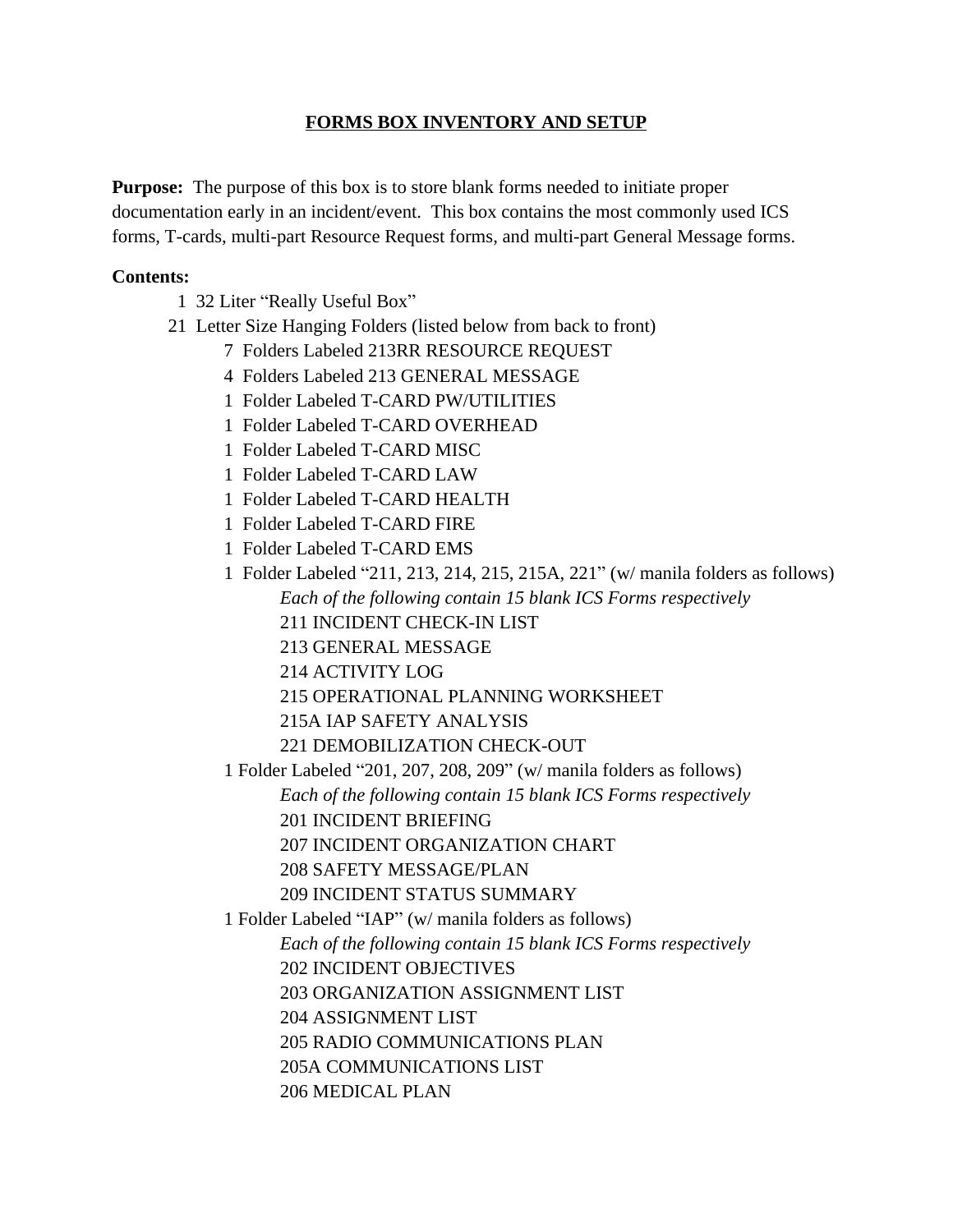# FORMS BOX INVENTORY AND SETUP

**Purpose:** The purpose of this box is to store blank forms needed to initiate proper documentation early in an incident/event. This box contains the most commonly used ICS forms, T-cards, multi-part Resource Request forms, and multi-part General Message forms.

**Contents:**

- 1 32 Liter "Really Useful Box"
- 21 Letter Size Hanging Folders (listed below from back to front)
  - 7 Folders Labeled 213RR RESOURCE REQUEST
  - 4 Folders Labeled 213 GENERAL MESSAGE
  - 1 Folder Labeled T-CARD PW/UTILITIES
  - 1 Folder Labeled T-CARD OVERHEAD
  - 1 Folder Labeled T-CARD MISC
  - 1 Folder Labeled T-CARD LAW
  - 1 Folder Labeled T-CARD HEALTH
  - 1 Folder Labeled T-CARD FIRE
  - 1 Folder Labeled T-CARD EMS
  - 1 Folder Labeled "211, 213, 214, 215, 215A, 221" (w/ manila folders as follows)
    - *Each of the following contain 15 blank ICS Forms respectively*
    - 211 INCIDENT CHECK-IN LIST
    - 213 GENERAL MESSAGE
    - 214 ACTIVITY LOG
    - 215 OPERATIONAL PLANNING WORKSHEET
    - 215A IAP SAFETY ANALYSIS
    - 221 DEMOBILIZATION CHECK-OUT
  - 1 Folder Labeled "201, 207, 208, 209" (w/ manila folders as follows)
    - *Each of the following contain 15 blank ICS Forms respectively*
    - 201 INCIDENT BRIEFING
    - 207 INCIDENT ORGANIZATION CHART
    - 208 SAFETY MESSAGE/PLAN
    - 209 INCIDENT STATUS SUMMARY
  - 1 Folder Labeled "IAP" (w/ manila folders as follows)
    - *Each of the following contain 15 blank ICS Forms respectively*
    - 202 INCIDENT OBJECTIVES
    - 203 ORGANIZATION ASSIGNMENT LIST
    - 204 ASSIGNMENT LIST
    - 205 RADIO COMMUNICATIONS PLAN
    - 205A COMMUNICATIONS LIST
    - 206 MEDICAL PLAN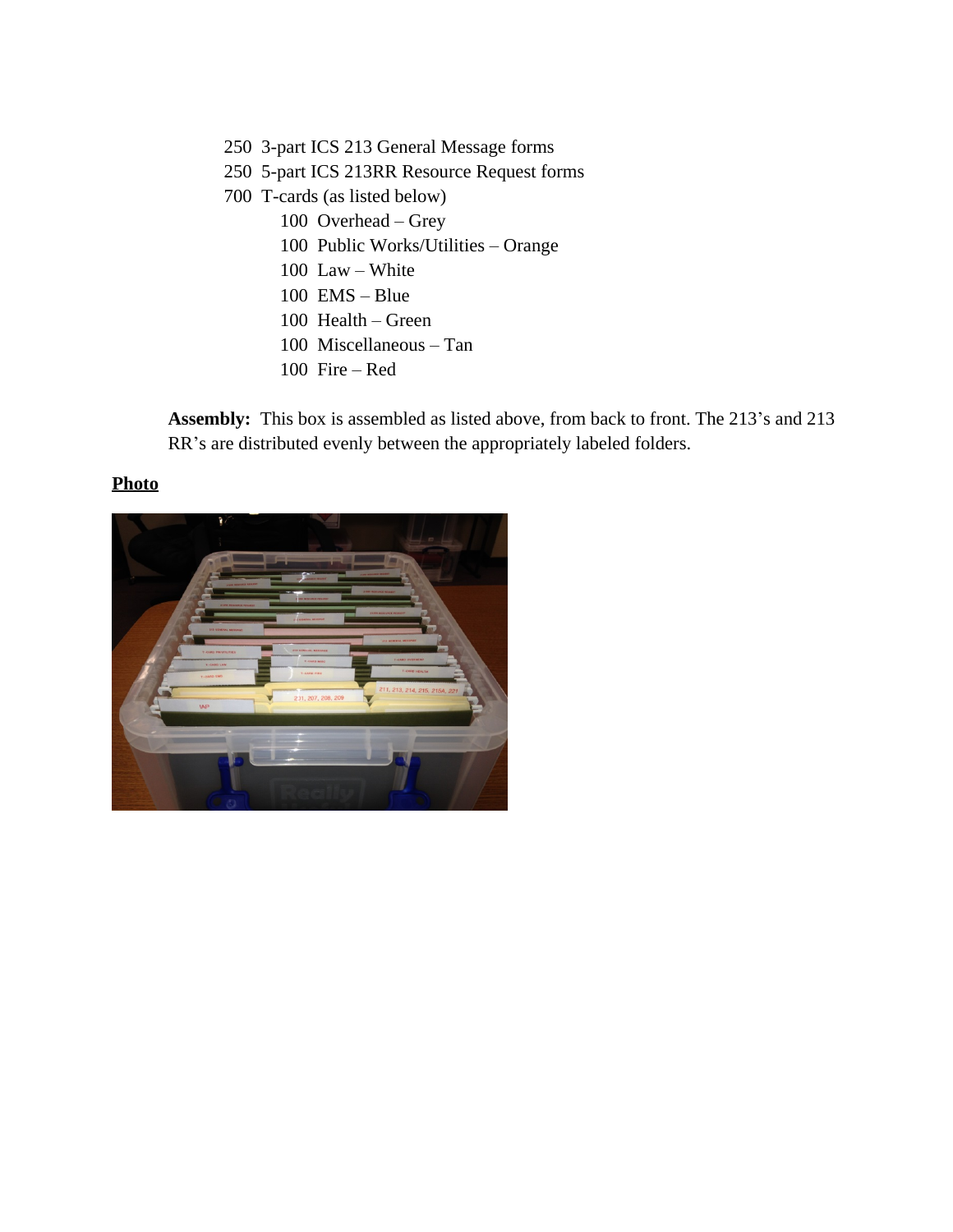- 250 3-part ICS 213 General Message forms
- 250 5-part ICS 213RR Resource Request forms
- 700 T-cards (as listed below)
  - 100 Overhead – Grey
  - 100 Public Works/Utilities – Orange
  - 100 Law – White
  - 100 EMS – Blue
  - 100 Health – Green
  - 100 Miscellaneous – Tan
  - 100 Fire – Red

**Assembly:** This box is assembled as listed above, from back to front. The 213's and 213 RR's are distributed evenly between the appropriately labeled folders.

**Photo**